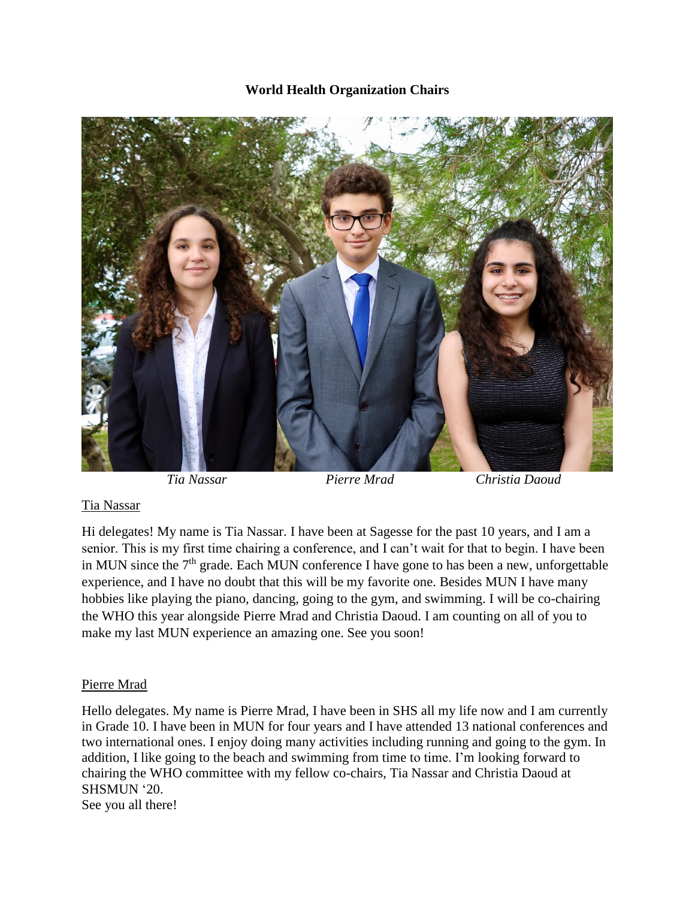**World Health Organization Chairs**

*Tia Nassar* *Pierre Mrad* *Christia Daoud*

Tia Nassar

Hi delegates! My name is Tia Nassar. I have been at Sagesse for the past 10 years, and I am a senior. This is my first time chairing a conference, and I can't wait for that to begin. I have been in MUN since the 7th grade. Each MUN conference I have gone to has been a new, unforgettable experience, and I have no doubt that this will be my favorite one. Besides MUN I have many hobbies like playing the piano, dancing, going to the gym, and swimming. I will be co-chairing the WHO this year alongside Pierre Mrad and Christia Daoud. I am counting on all of you to make my last MUN experience an amazing one. See you soon!

Pierre Mrad

Hello delegates. My name is Pierre Mrad, I have been in SHS all my life now and I am currently in Grade 10. I have been in MUN for four years and I have attended 13 national conferences and two international ones. I enjoy doing many activities including running and going to the gym. In addition, I like going to the beach and swimming from time to time. I'm looking forward to chairing the WHO committee with my fellow co-chairs, Tia Nassar and Christia Daoud at SHSMUN '20.
See you all there!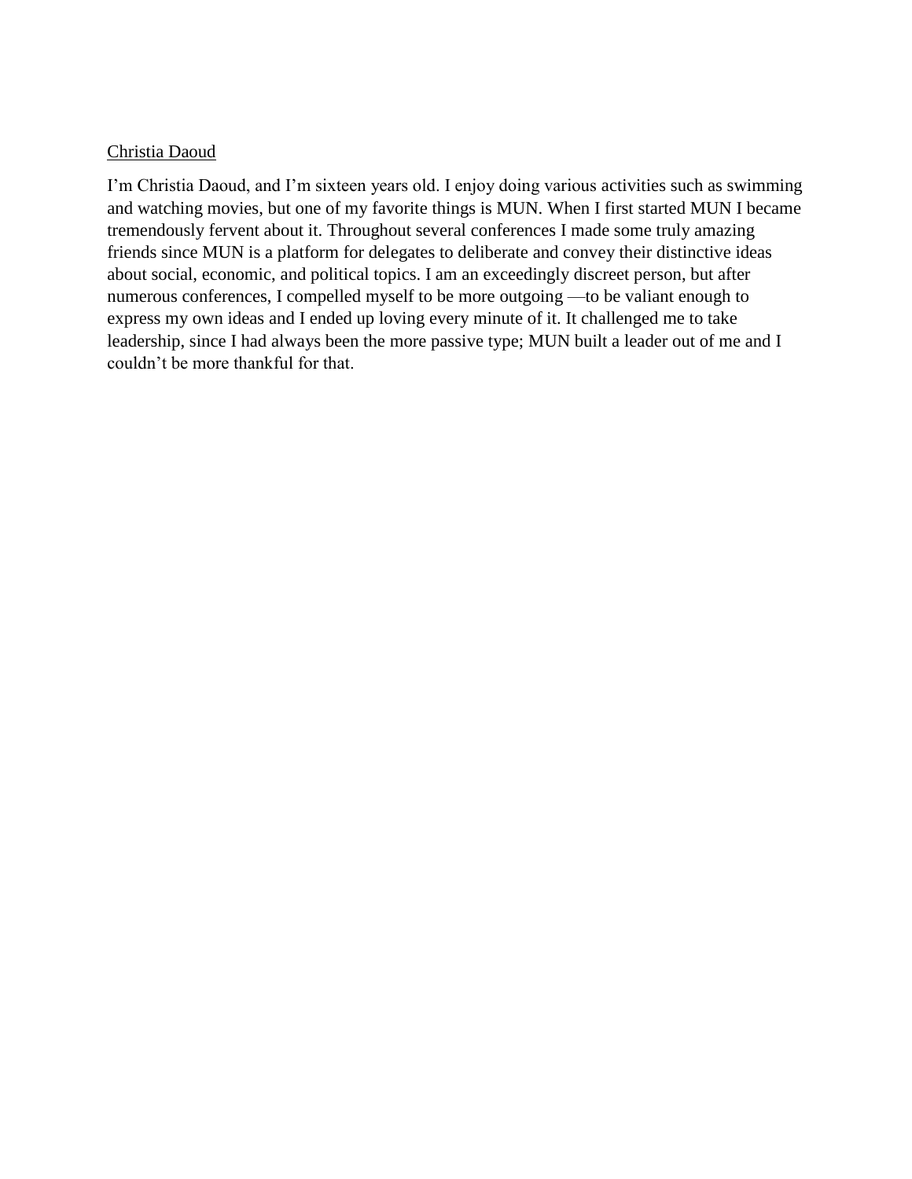<u>Christia Daoud</u>

I'm Christia Daoud, and I'm sixteen years old. I enjoy doing various activities such as swimming and watching movies, but one of my favorite things is MUN. When I first started MUN I became tremendously fervent about it. Throughout several conferences I made some truly amazing friends since MUN is a platform for delegates to deliberate and convey their distinctive ideas about social, economic, and political topics. I am an exceedingly discreet person, but after numerous conferences, I compelled myself to be more outgoing —to be valiant enough to express my own ideas and I ended up loving every minute of it. It challenged me to take leadership, since I had always been the more passive type; MUN built a leader out of me and I couldn't be more thankful for that.